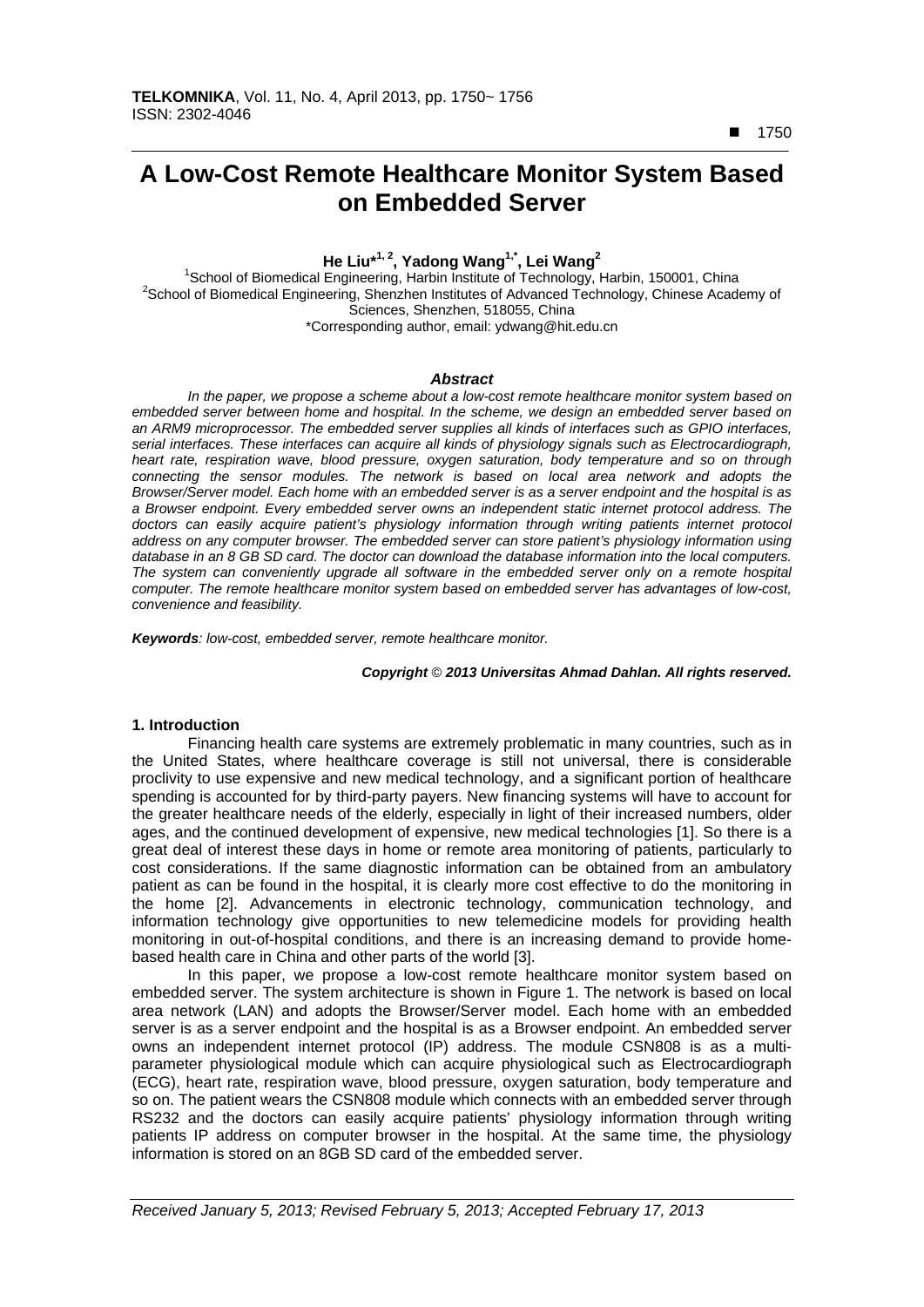# A Low-Cost Remote Healthcare Monitor System Based on Embedded Server

**He Liu*[1, 2], Yadong Wang[1,*], Lei Wang[2]**

[1]School of Biomedical Engineering, Harbin Institute of Technology, Harbin, 150001, China
[2]School of Biomedical Engineering, Shenzhen Institutes of Advanced Technology, Chinese Academy of Sciences, Shenzhen, 518055, China
*Corresponding author, email: ydwang@hit.edu.cn

### *Abstract*

*In the paper, we propose a scheme about a low-cost remote healthcare monitor system based on embedded server between home and hospital. In the scheme, we design an embedded server based on an ARM9 microprocessor. The embedded server supplies all kinds of interfaces such as GPIO interfaces, serial interfaces. These interfaces can acquire all kinds of physiology signals such as Electrocardiograph, heart rate, respiration wave, blood pressure, oxygen saturation, body temperature and so on through connecting the sensor modules. The network is based on local area network and adopts the Browser/Server model. Each home with an embedded server is as a server endpoint and the hospital is as a Browser endpoint. Every embedded server owns an independent static internet protocol address. The doctors can easily acquire patient's physiology information through writing patients internet protocol address on any computer browser. The embedded server can store patient's physiology information using database in an 8 GB SD card. The doctor can download the database information into the local computers. The system can conveniently upgrade all software in the embedded server only on a remote hospital computer. The remote healthcare monitor system based on embedded server has advantages of low-cost, convenience and feasibility.*

***Keywords**: low-cost, embedded server, remote healthcare monitor.*

***Copyright © 2013 Universitas Ahmad Dahlan. All rights reserved.***

## 1. Introduction

Financing health care systems are extremely problematic in many countries, such as in the United States, where healthcare coverage is still not universal, there is considerable proclivity to use expensive and new medical technology, and a significant portion of healthcare spending is accounted for by third-party payers. New financing systems will have to account for the greater healthcare needs of the elderly, especially in light of their increased numbers, older ages, and the continued development of expensive, new medical technologies [1]. So there is a great deal of interest these days in home or remote area monitoring of patients, particularly to cost considerations. If the same diagnostic information can be obtained from an ambulatory patient as can be found in the hospital, it is clearly more cost effective to do the monitoring in the home [2]. Advancements in electronic technology, communication technology, and information technology give opportunities to new telemedicine models for providing health monitoring in out-of-hospital conditions, and there is an increasing demand to provide home-based health care in China and other parts of the world [3].

In this paper, we propose a low-cost remote healthcare monitor system based on embedded server. The system architecture is shown in Figure 1. The network is based on local area network (LAN) and adopts the Browser/Server model. Each home with an embedded server is as a server endpoint and the hospital is as a Browser endpoint. An embedded server owns an independent internet protocol (IP) address. The module CSN808 is as a multi-parameter physiological module which can acquire physiological such as Electrocardiograph (ECG), heart rate, respiration wave, blood pressure, oxygen saturation, body temperature and so on. The patient wears the CSN808 module which connects with an embedded server through RS232 and the doctors can easily acquire patients' physiology information through writing patients IP address on computer browser in the hospital. At the same time, the physiology information is stored on an 8GB SD card of the embedded server.

*Received January 5, 2013; Revised February 5, 2013; Accepted February 17, 2013*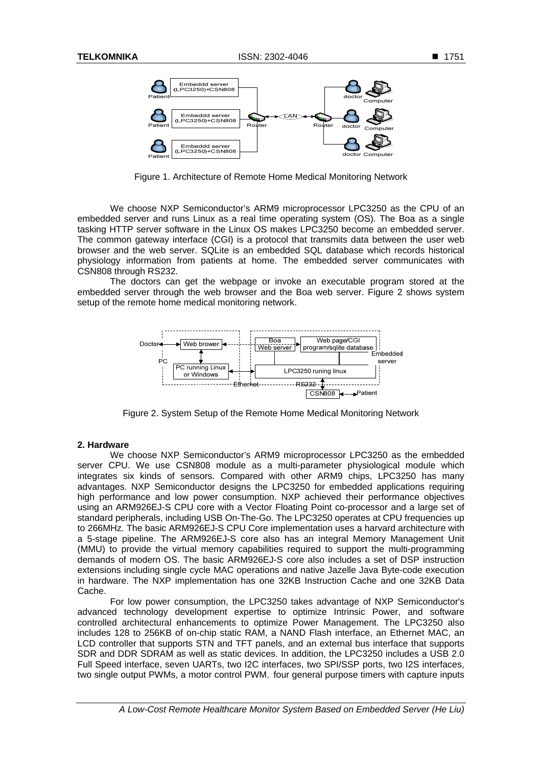Figure 1. Architecture of Remote Home Medical Monitoring Network

We choose NXP Semiconductor's ARM9 microprocessor LPC3250 as the CPU of an embedded server and runs Linux as a real time operating system (OS). The Boa as a single tasking HTTP server software in the Linux OS makes LPC3250 become an embedded server. The common gateway interface (CGI) is a protocol that transmits data between the user web browser and the web server. SQLite is an embedded SQL database which records historical physiology information from patients at home. The embedded server communicates with CSN808 through RS232.

The doctors can get the webpage or invoke an executable program stored at the embedded server through the web browser and the Boa web server. Figure 2 shows system setup of the remote home medical monitoring network.

Figure 2. System Setup of the Remote Home Medical Monitoring Network

## 2. Hardware

We choose NXP Semiconductor's ARM9 microprocessor LPC3250 as the embedded server CPU. We use CSN808 module as a multi-parameter physiological module which integrates six kinds of sensors. Compared with other ARM9 chips, LPC3250 has many advantages. NXP Semiconductor designs the LPC3250 for embedded applications requiring high performance and low power consumption. NXP achieved their performance objectives using an ARM926EJ-S CPU core with a Vector Floating Point co-processor and a large set of standard peripherals, including USB On-The-Go. The LPC3250 operates at CPU frequencies up to 266MHz. The basic ARM926EJ-S CPU Core implementation uses a harvard architecture with a 5-stage pipeline. The ARM926EJ-S core also has an integral Memory Management Unit (MMU) to provide the virtual memory capabilities required to support the multi-programming demands of modern OS. The basic ARM926EJ-S core also includes a set of DSP instruction extensions including single cycle MAC operations and native Jazelle Java Byte-code execution in hardware. The NXP implementation has one 32KB Instruction Cache and one 32KB Data Cache.

For low power consumption, the LPC3250 takes advantage of NXP Semiconductor's advanced technology development expertise to optimize Intrinsic Power, and software controlled architectural enhancements to optimize Power Management. The LPC3250 also includes 128 to 256KB of on-chip static RAM, a NAND Flash interface, an Ethernet MAC, an LCD controller that supports STN and TFT panels, and an external bus interface that supports SDR and DDR SDRAM as well as static devices. In addition, the LPC3250 includes a USB 2.0 Full Speed interface, seven UARTs, two I2C interfaces, two SPI/SSP ports, two I2S interfaces, two single output PWMs, a motor control PWM, four general purpose timers with capture inputs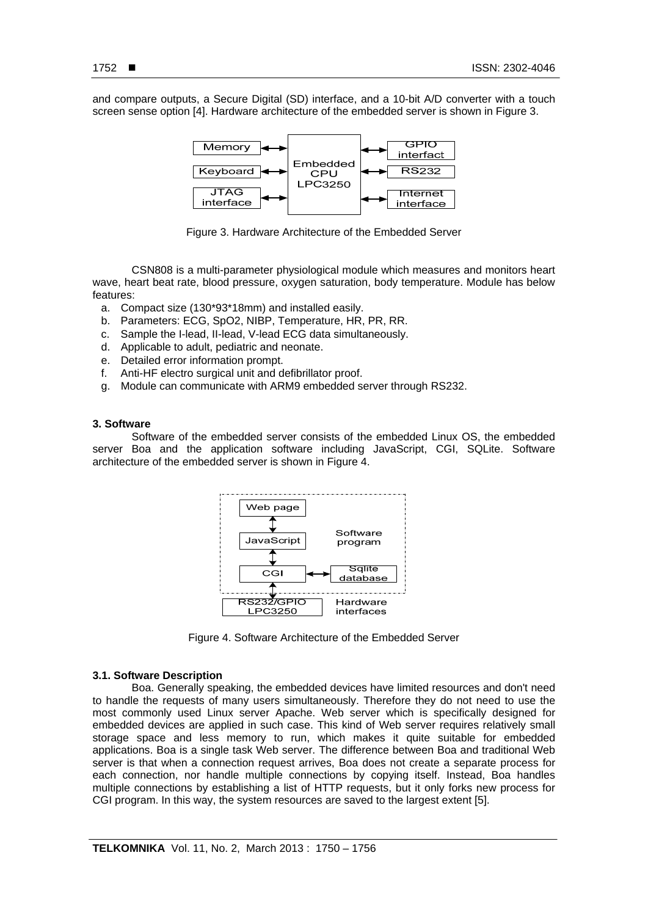and compare outputs, a Secure Digital (SD) interface, and a 10-bit A/D converter with a touch screen sense option [4]. Hardware architecture of the embedded server is shown in Figure 3.

Figure 3. Hardware Architecture of the Embedded Server

CSN808 is a multi-parameter physiological module which measures and monitors heart wave, heart beat rate, blood pressure, oxygen saturation, body temperature. Module has below features:

a. Compact size (130*93*18mm) and installed easily.
b. Parameters: ECG, SpO2, NIBP, Temperature, HR, PR, RR.
c. Sample the I-lead, II-lead, V-lead ECG data simultaneously.
d. Applicable to adult, pediatric and neonate.
e. Detailed error information prompt.
f. Anti-HF electro surgical unit and defibrillator proof.
g. Module can communicate with ARM9 embedded server through RS232.

## 3. Software

Software of the embedded server consists of the embedded Linux OS, the embedded server Boa and the application software including JavaScript, CGI, SQLite. Software architecture of the embedded server is shown in Figure 4.

Figure 4. Software Architecture of the Embedded Server

### 3.1. Software Description

Boa. Generally speaking, the embedded devices have limited resources and don't need to handle the requests of many users simultaneously. Therefore they do not need to use the most commonly used Linux server Apache. Web server which is specifically designed for embedded devices are applied in such case. This kind of Web server requires relatively small storage space and less memory to run, which makes it quite suitable for embedded applications. Boa is a single task Web server. The difference between Boa and traditional Web server is that when a connection request arrives, Boa does not create a separate process for each connection, nor handle multiple connections by copying itself. Instead, Boa handles multiple connections by establishing a list of HTTP requests, but it only forks new process for CGI program. In this way, the system resources are saved to the largest extent [5].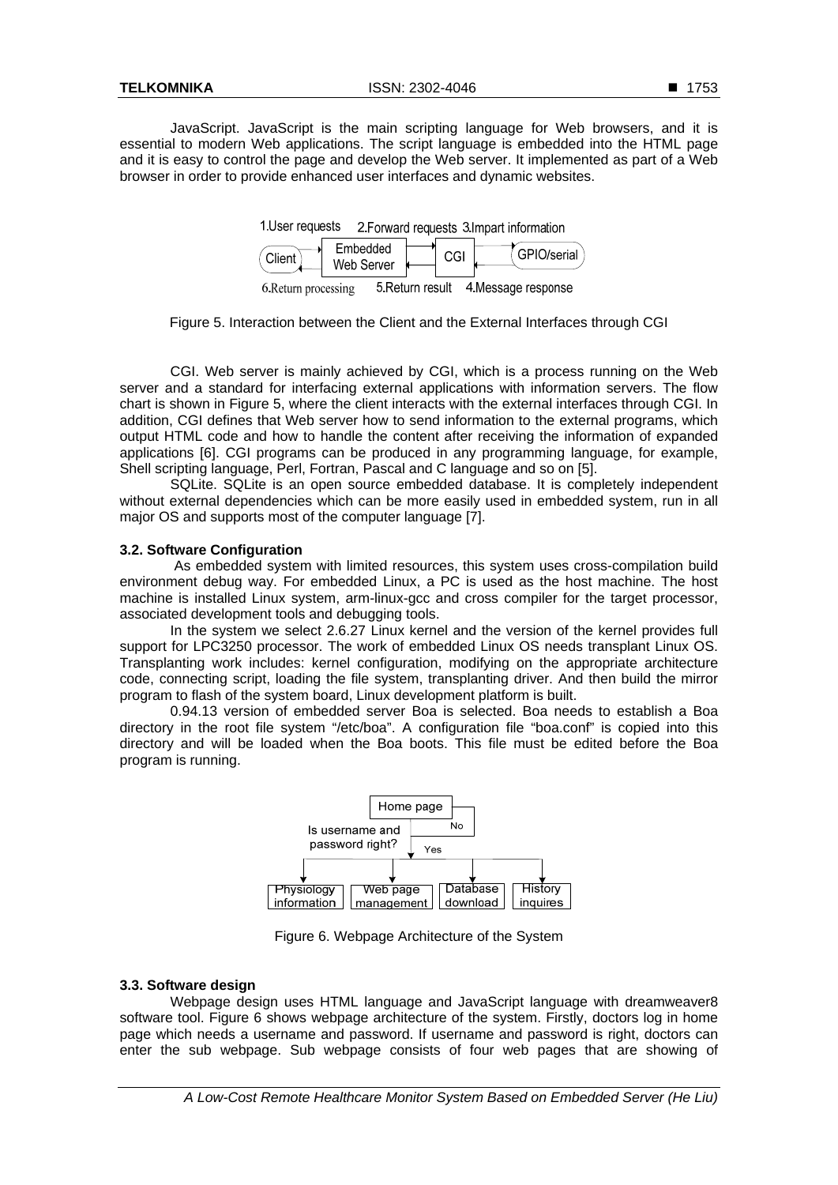JavaScript. JavaScript is the main scripting language for Web browsers, and it is essential to modern Web applications. The script language is embedded into the HTML page and it is easy to control the page and develop the Web server. It implemented as part of a Web browser in order to provide enhanced user interfaces and dynamic websites.

Figure 5. Interaction between the Client and the External Interfaces through CGI

CGI. Web server is mainly achieved by CGI, which is a process running on the Web server and a standard for interfacing external applications with information servers. The flow chart is shown in Figure 5, where the client interacts with the external interfaces through CGI. In addition, CGI defines that Web server how to send information to the external programs, which output HTML code and how to handle the content after receiving the information of expanded applications [6]. CGI programs can be produced in any programming language, for example, Shell scripting language, Perl, Fortran, Pascal and C language and so on [5].

SQLite. SQLite is an open source embedded database. It is completely independent without external dependencies which can be more easily used in embedded system, run in all major OS and supports most of the computer language [7].

### 3.2. Software Configuration

As embedded system with limited resources, this system uses cross-compilation build environment debug way. For embedded Linux, a PC is used as the host machine. The host machine is installed Linux system, arm-linux-gcc and cross compiler for the target processor, associated development tools and debugging tools.

In the system we select 2.6.27 Linux kernel and the version of the kernel provides full support for LPC3250 processor. The work of embedded Linux OS needs transplant Linux OS. Transplanting work includes: kernel configuration, modifying on the appropriate architecture code, connecting script, loading the file system, transplanting driver. And then build the mirror program to flash of the system board, Linux development platform is built.

0.94.13 version of embedded server Boa is selected. Boa needs to establish a Boa directory in the root file system "/etc/boa". A configuration file "boa.conf" is copied into this directory and will be loaded when the Boa boots. This file must be edited before the Boa program is running.

Figure 6. Webpage Architecture of the System

### 3.3. Software design

Webpage design uses HTML language and JavaScript language with dreamweaver8 software tool. Figure 6 shows webpage architecture of the system. Firstly, doctors log in home page which needs a username and password. If username and password is right, doctors can enter the sub webpage. Sub webpage consists of four web pages that are showing of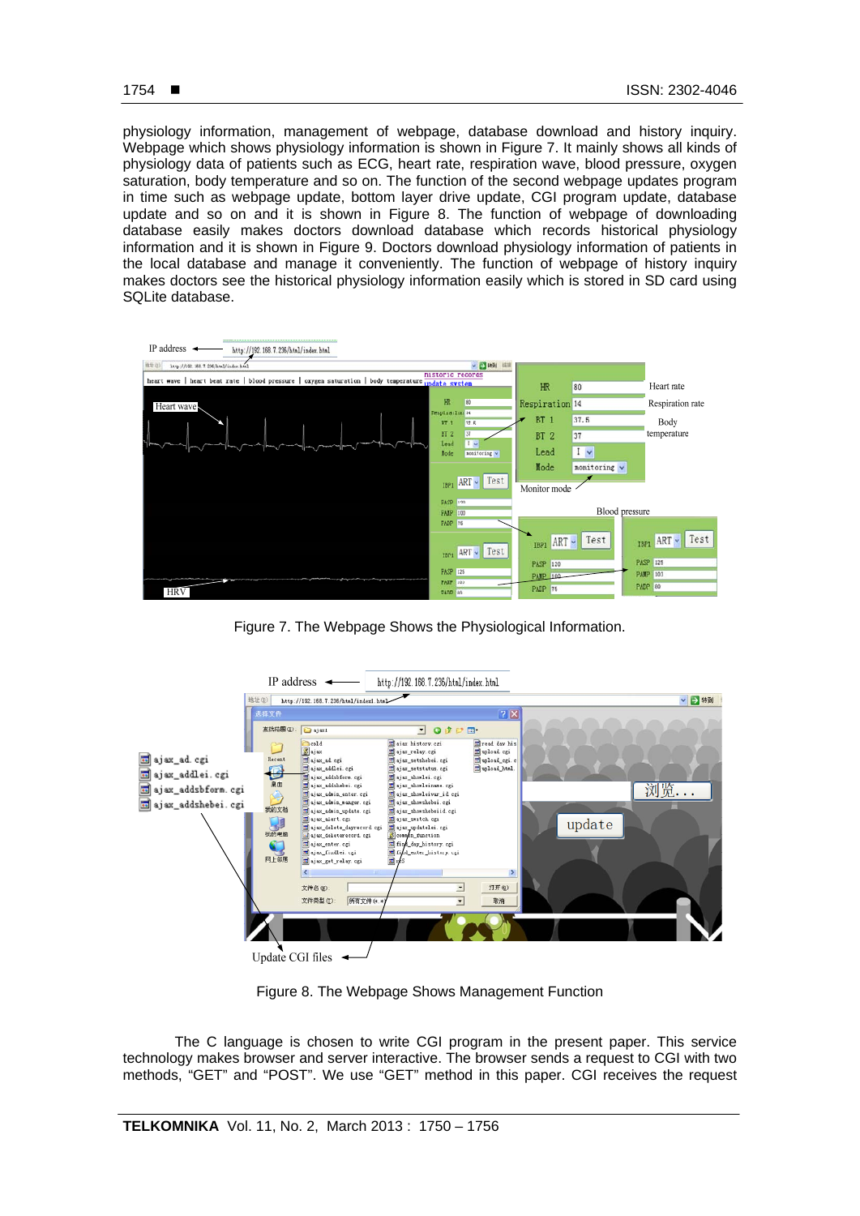physiology information, management of webpage, database download and history inquiry. Webpage which shows physiology information is shown in Figure 7. It mainly shows all kinds of physiology data of patients such as ECG, heart rate, respiration wave, blood pressure, oxygen saturation, body temperature and so on. The function of the second webpage updates program in time such as webpage update, bottom layer drive update, CGI program update, database update and so on and it is shown in Figure 8. The function of webpage of downloading database easily makes doctors download database which records historical physiology information and it is shown in Figure 9. Doctors download physiology information of patients in the local database and manage it conveniently. The function of webpage of history inquiry makes doctors see the historical physiology information easily which is stored in SD card using SQLite database.

Figure 7. The Webpage Shows the Physiological Information.

Figure 8. The Webpage Shows Management Function

The C language is chosen to write CGI program in the present paper. This service technology makes browser and server interactive. The browser sends a request to CGI with two methods, "GET" and "POST". We use "GET" method in this paper. CGI receives the request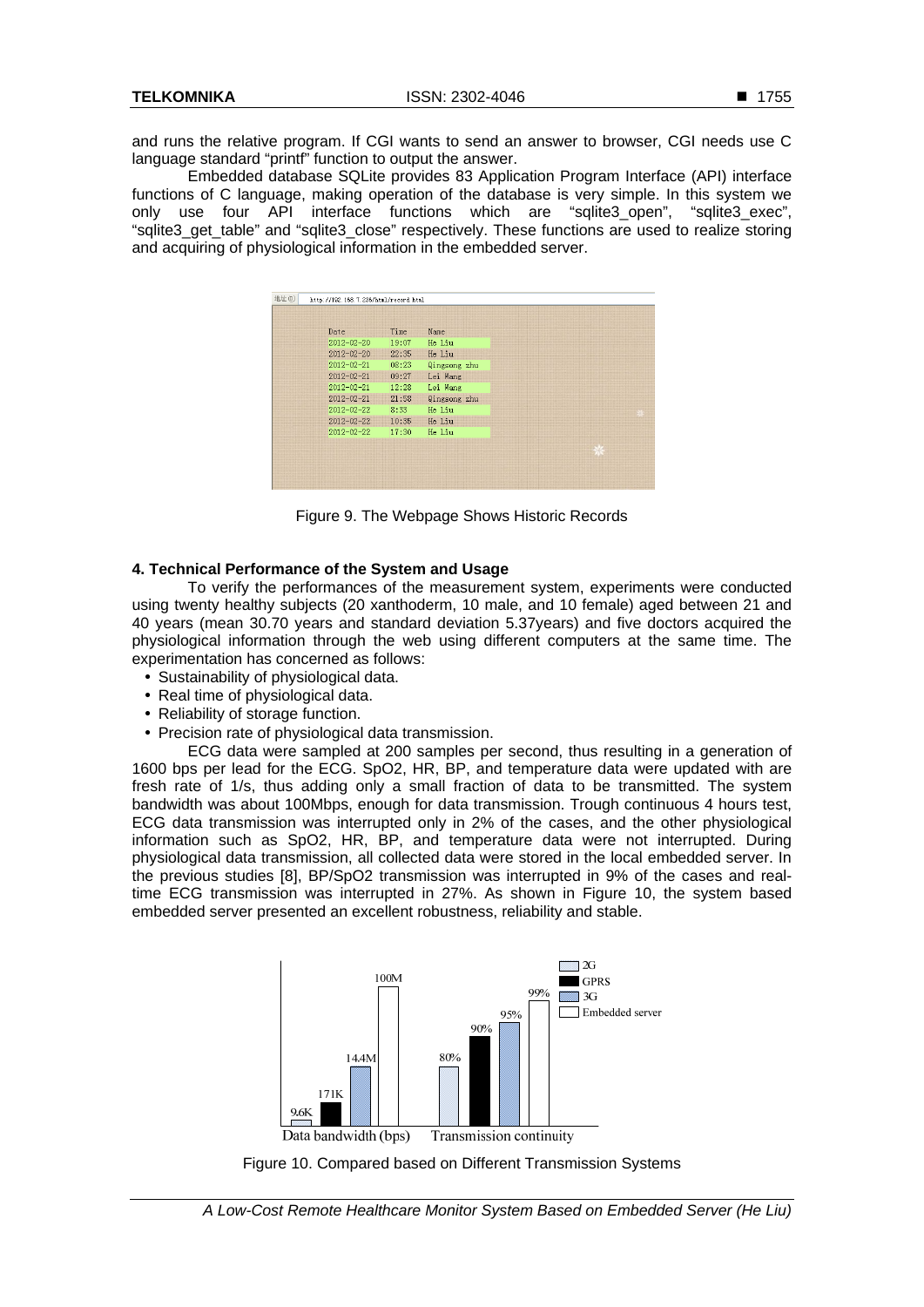and runs the relative program. If CGI wants to send an answer to browser, CGI needs use C language standard "printf" function to output the answer.

Embedded database SQLite provides 83 Application Program Interface (API) interface functions of C language, making operation of the database is very simple. In this system we only use four API interface functions which are "sqlite3_open", "sqlite3_exec", "sqlite3_get_table" and "sqlite3_close" respectively. These functions are used to realize storing and acquiring of physiological information in the embedded server.

Figure 9. The Webpage Shows Historic Records

### 4. Technical Performance of the System and Usage

To verify the performances of the measurement system, experiments were conducted using twenty healthy subjects (20 xanthoderm, 10 male, and 10 female) aged between 21 and 40 years (mean 30.70 years and standard deviation 5.37years) and five doctors acquired the physiological information through the web using different computers at the same time. The experimentation has concerned as follows:

- Sustainability of physiological data.
- Real time of physiological data.
- Reliability of storage function.
- Precision rate of physiological data transmission.

ECG data were sampled at 200 samples per second, thus resulting in a generation of 1600 bps per lead for the ECG. SpO2, HR, BP, and temperature data were updated with are fresh rate of 1/s, thus adding only a small fraction of data to be transmitted. The system bandwidth was about 100Mbps, enough for data transmission. Trough continuous 4 hours test, ECG data transmission was interrupted only in 2% of the cases, and the other physiological information such as SpO2, HR, BP, and temperature data were not interrupted. During physiological data transmission, all collected data were stored in the local embedded server. In the previous studies [8], BP/SpO2 transmission was interrupted in 9% of the cases and real-time ECG transmission was interrupted in 27%. As shown in Figure 10, the system based embedded server presented an excellent robustness, reliability and stable.

Figure 10. Compared based on Different Transmission Systems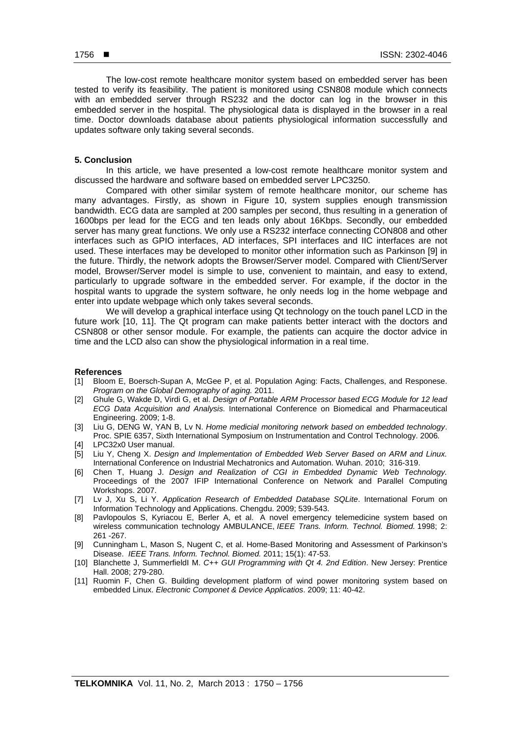The low-cost remote healthcare monitor system based on embedded server has been tested to verify its feasibility. The patient is monitored using CSN808 module which connects with an embedded server through RS232 and the doctor can log in the browser in this embedded server in the hospital. The physiological data is displayed in the browser in a real time. Doctor downloads database about patients physiological information successfully and updates software only taking several seconds.

## 5. Conclusion

In this article, we have presented a low-cost remote healthcare monitor system and discussed the hardware and software based on embedded server LPC3250.

Compared with other similar system of remote healthcare monitor, our scheme has many advantages. Firstly, as shown in Figure 10, system supplies enough transmission bandwidth. ECG data are sampled at 200 samples per second, thus resulting in a generation of 1600bps per lead for the ECG and ten leads only about 16Kbps. Secondly, our embedded server has many great functions. We only use a RS232 interface connecting CON808 and other interfaces such as GPIO interfaces, AD interfaces, SPI interfaces and IIC interfaces are not used. These interfaces may be developed to monitor other information such as Parkinson [9] in the future. Thirdly, the network adopts the Browser/Server model. Compared with Client/Server model, Browser/Server model is simple to use, convenient to maintain, and easy to extend, particularly to upgrade software in the embedded server. For example, if the doctor in the hospital wants to upgrade the system software, he only needs log in the home webpage and enter into update webpage which only takes several seconds.

We will develop a graphical interface using Qt technology on the touch panel LCD in the future work [10, 11]. The Qt program can make patients better interact with the doctors and CSN808 or other sensor module. For example, the patients can acquire the doctor advice in time and the LCD also can show the physiological information in a real time.

## References

- [1] Bloom E, Boersch-Supan A, McGee P, et al. Population Aging: Facts, Challenges, and Responese. *Program on the Global Demography of aging.* 2011.
- [2] Ghule G, Wakde D, Virdi G, et al. *Design of Portable ARM Processor based ECG Module for 12 lead ECG Data Acquisition and Analysis*. International Conference on Biomedical and Pharmaceutical Engineering. 2009; 1-8.
- [3] Liu G, DENG W, YAN B, Lv N. *Home medicial monitoring network based on embedded technology*. Proc. SPIE 6357, Sixth International Symposium on Instrumentation and Control Technology. 2006.
- [4] LPC32x0 User manual.
- [5] Liu Y, Cheng X. *Design and Implementation of Embedded Web Server Based on ARM and Linux.* International Conference on Industrial Mechatronics and Automation. Wuhan. 2010; 316-319.
- [6] Chen T, Huang J. *Design and Realization of CGI in Embedded Dynamic Web Technology.* Proceedings of the 2007 IFIP International Conference on Network and Parallel Computing Workshops. 2007.
- [7] Lv J, Xu S, Li Y. *Application Research of Embedded Database SQLite*. International Forum on Information Technology and Applications. Chengdu. 2009; 539-543.
- [8] Pavlopoulos S, Kyriacou E, Berler A, et al. A novel emergency telemedicine system based on wireless communication technology AMBULANCE, *IEEE Trans. Inform. Technol. Biomed.* 1998; 2: 261 -267.
- [9] Cunningham L, Mason S, Nugent C, et al. Home-Based Monitoring and Assessment of Parkinson's Disease. *IEEE Trans. Inform. Technol. Biomed.* 2011; 15(1): 47-53.
- [10] Blanchette J, Summerfieldl M. *C++ GUI Programming with Qt 4. 2nd Edition*. New Jersey: Prentice Hall. 2008; 279-280.
- [11] Ruomin F, Chen G. Building development platform of wind power monitoring system based on embedded Linux. *Electronic Componet & Device Applicatios*. 2009; 11: 40-42.